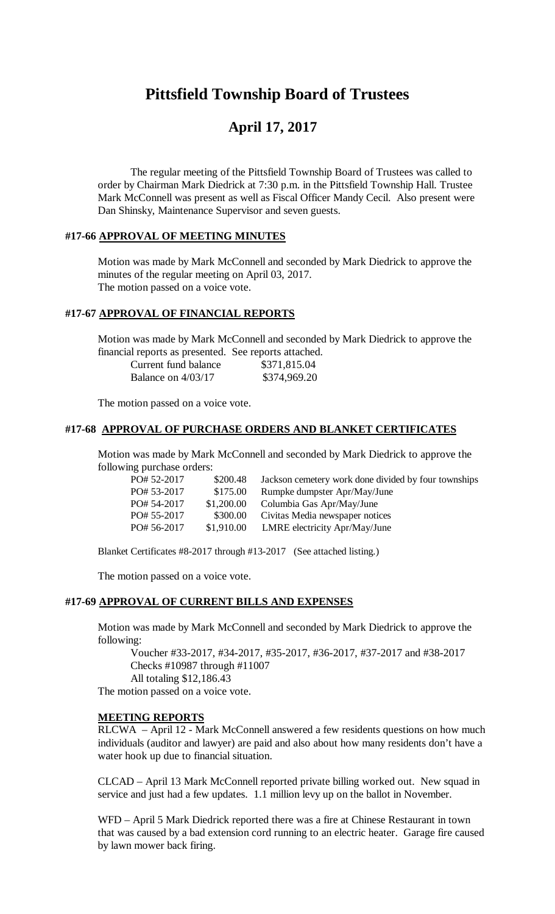# Pittsfield Township Board of Trustees

## April 17, 2017

The regular meeting of the Pittsfield Township Board of Trustees was called to order by Chairman Mark Diedrick at 7:30 p.m. in the Pittsfield Township Hall. Trustee Mark McConnell was present as well as Fiscal Officer Mandy Cecil. Also present were Dan Shinsky, Maintenance Supervisor and seven guests.

### #17-66 APPROVAL OF MEETING MINUTES

Motion was made by Mark McConnell and seconded by Mark Diedrick to approve the minutes of the regular meeting on April 03, 2017.
The motion passed on a voice vote.

### #17-67 APPROVAL OF FINANCIAL REPORTS

Motion was made by Mark McConnell and seconded by Mark Diedrick to approve the financial reports as presented. See reports attached.

| | |
|---|---|
| Current fund balance | $371,815.04 |
| Balance on 4/03/17 | $374,969.20 |

The motion passed on a voice vote.

### #17-68 APPROVAL OF PURCHASE ORDERS AND BLANKET CERTIFICATES

Motion was made by Mark McConnell and seconded by Mark Diedrick to approve the following purchase orders:

| | | |
|---|---|---|
| PO# 52-2017 | $200.48 | Jackson cemetery work done divided by four townships |
| PO# 53-2017 | $175.00 | Rumpke dumpster Apr/May/June |
| PO# 54-2017 | $1,200.00 | Columbia Gas Apr/May/June |
| PO# 55-2017 | $300.00 | Civitas Media newspaper notices |
| PO# 56-2017 | $1,910.00 | LMRE electricity Apr/May/June |

Blanket Certificates #8-2017 through #13-2017 (See attached listing.)

The motion passed on a voice vote.

### #17-69 APPROVAL OF CURRENT BILLS AND EXPENSES

Motion was made by Mark McConnell and seconded by Mark Diedrick to approve the following:

Voucher #33-2017, #34-2017, #35-2017, #36-2017, #37-2017 and #38-2017
Checks #10987 through #11007
All totaling $12,186.43

The motion passed on a voice vote.

### MEETING REPORTS

RLCWA – April 12 - Mark McConnell answered a few residents questions on how much individuals (auditor and lawyer) are paid and also about how many residents don't have a water hook up due to financial situation.

CLCAD – April 13 Mark McConnell reported private billing worked out. New squad in service and just had a few updates. 1.1 million levy up on the ballot in November.

WFD – April 5 Mark Diedrick reported there was a fire at Chinese Restaurant in town that was caused by a bad extension cord running to an electric heater. Garage fire caused by lawn mower back firing.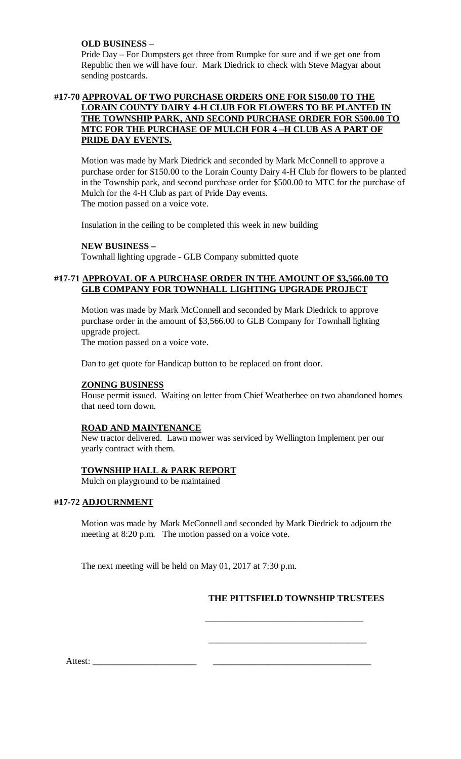**OLD BUSINESS** –

Pride Day – For Dumpsters get three from Rumpke for sure and if we get one from Republic then we will have four. Mark Diedrick to check with Steve Magyar about sending postcards.

**#17-70 APPROVAL OF TWO PURCHASE ORDERS ONE FOR $150.00 TO THE LORAIN COUNTY DAIRY 4-H CLUB FOR FLOWERS TO BE PLANTED IN THE TOWNSHIP PARK, AND SECOND PURCHASE ORDER FOR $500.00 TO MTC FOR THE PURCHASE OF MULCH FOR 4 –H CLUB AS A PART OF PRIDE DAY EVENTS.**

Motion was made by Mark Diedrick and seconded by Mark McConnell to approve a purchase order for $150.00 to the Lorain County Dairy 4-H Club for flowers to be planted in the Township park, and second purchase order for $500.00 to MTC for the purchase of Mulch for the 4-H Club as part of Pride Day events.
The motion passed on a voice vote.

Insulation in the ceiling to be completed this week in new building

**NEW BUSINESS –**

Townhall lighting upgrade - GLB Company submitted quote

**#17-71 APPROVAL OF A PURCHASE ORDER IN THE AMOUNT OF $3,566.00 TO GLB COMPANY FOR TOWNHALL LIGHTING UPGRADE PROJECT**

Motion was made by Mark McConnell and seconded by Mark Diedrick to approve purchase order in the amount of $3,566.00 to GLB Company for Townhall lighting upgrade project.
The motion passed on a voice vote.

Dan to get quote for Handicap button to be replaced on front door.

**ZONING BUSINESS**

House permit issued. Waiting on letter from Chief Weatherbee on two abandoned homes that need torn down.

**ROAD AND MAINTENANCE**

New tractor delivered. Lawn mower was serviced by Wellington Implement per our yearly contract with them.

**TOWNSHIP HALL & PARK REPORT**

Mulch on playground to be maintained

**#17-72 ADJOURNMENT**

Motion was made by Mark McConnell and seconded by Mark Diedrick to adjourn the meeting at 8:20 p.m. The motion passed on a voice vote.

The next meeting will be held on May 01, 2017 at 7:30 p.m.

**THE PITTSFIELD TOWNSHIP TRUSTEES**

\_\_\_\_\_\_\_\_\_\_\_\_\_\_\_\_\_\_\_\_\_\_\_\_\_\_\_\_\_\_\_\_\_\_\_

\_\_\_\_\_\_\_\_\_\_\_\_\_\_\_\_\_\_\_\_\_\_\_\_\_\_\_\_\_\_\_\_\_\_\_

Attest: \_\_\_\_\_\_\_\_\_\_\_\_\_\_\_\_\_\_\_\_\_\_\_ \_\_\_\_\_\_\_\_\_\_\_\_\_\_\_\_\_\_\_\_\_\_\_\_\_\_\_\_\_\_\_\_\_\_\_